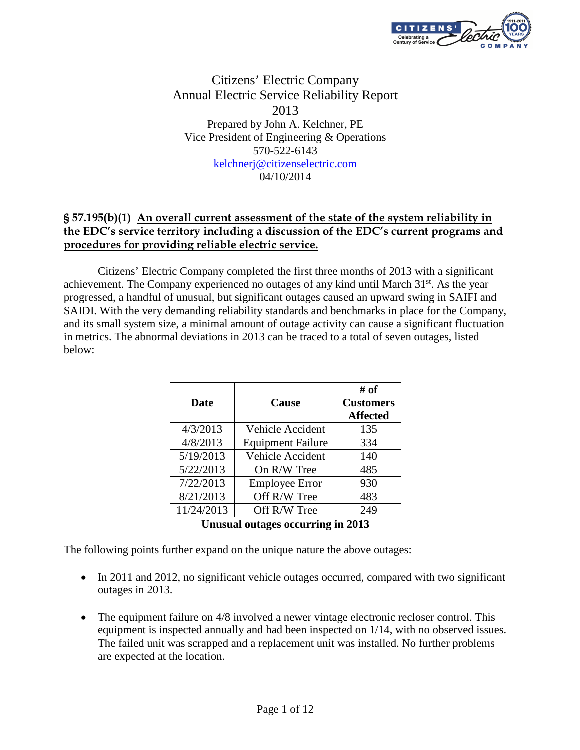# Citizens' Electric Company
## Annual Electric Service Reliability Report
## 2013

Prepared by John A. Kelchner, PE
Vice President of Engineering & Operations
570-522-6143
kelchnerj@citizenselectric.com
04/10/2014

### § 57.195(b)(1) An overall current assessment of the state of the system reliability in the EDC's service territory including a discussion of the EDC's current programs and procedures for providing reliable electric service.

Citizens' Electric Company completed the first three months of 2013 with a significant achievement. The Company experienced no outages of any kind until March 31st. As the year progressed, a handful of unusual, but significant outages caused an upward swing in SAIFI and SAIDI. With the very demanding reliability standards and benchmarks in place for the Company, and its small system size, a minimal amount of outage activity can cause a significant fluctuation in metrics. The abnormal deviations in 2013 can be traced to a total of seven outages, listed below:

| Date | Cause | # of Customers Affected |
|---|---|---|
| 4/3/2013 | Vehicle Accident | 135 |
| 4/8/2013 | Equipment Failure | 334 |
| 5/19/2013 | Vehicle Accident | 140 |
| 5/22/2013 | On R/W Tree | 485 |
| 7/22/2013 | Employee Error | 930 |
| 8/21/2013 | Off R/W Tree | 483 |
| 11/24/2013 | Off R/W Tree | 249 |

**Unusual outages occurring in 2013**

The following points further expand on the unique nature the above outages:

- In 2011 and 2012, no significant vehicle outages occurred, compared with two significant outages in 2013.
- The equipment failure on 4/8 involved a newer vintage electronic recloser control. This equipment is inspected annually and had been inspected on 1/14, with no observed issues. The failed unit was scrapped and a replacement unit was installed. No further problems are expected at the location.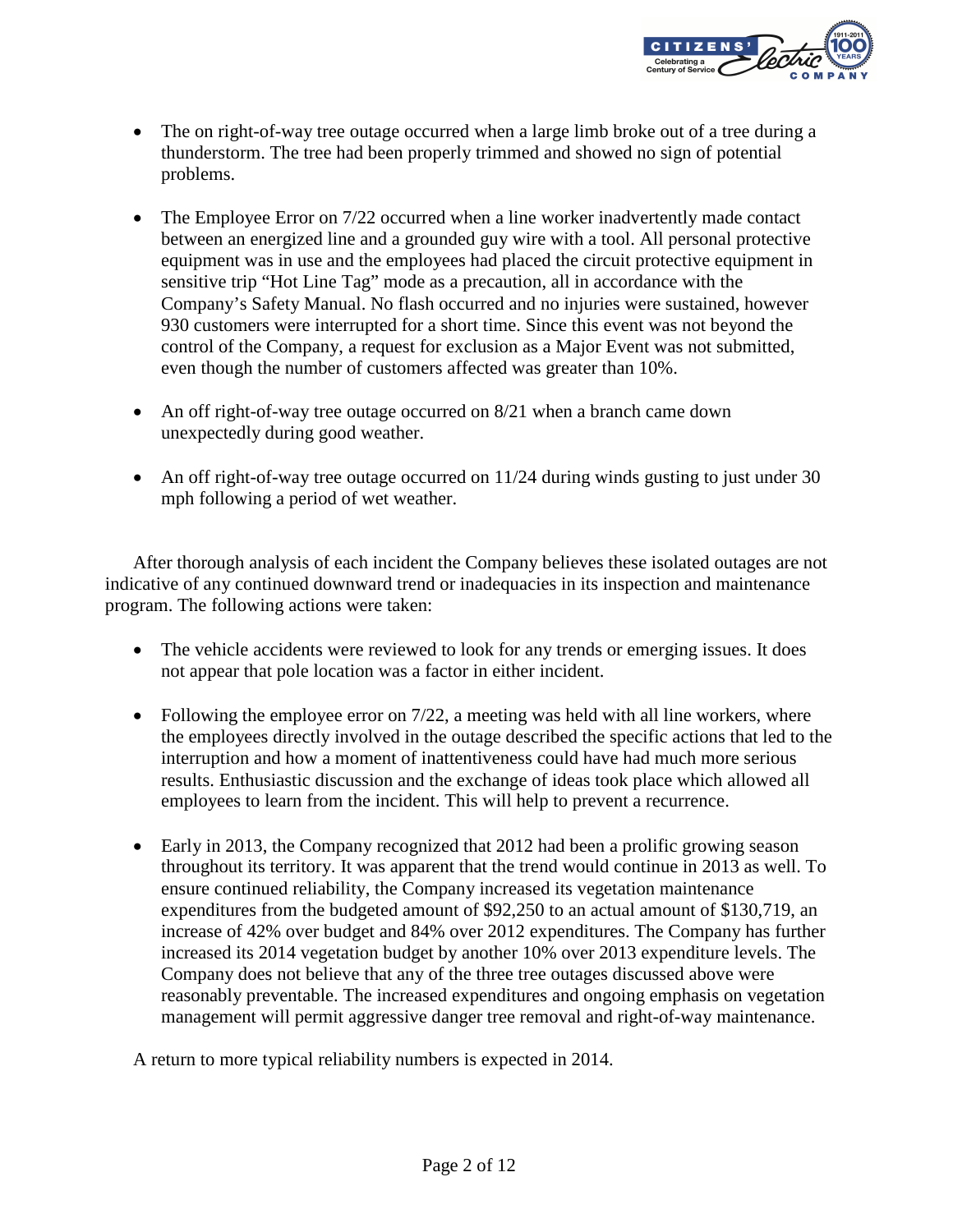- The on right-of-way tree outage occurred when a large limb broke out of a tree during a thunderstorm. The tree had been properly trimmed and showed no sign of potential problems.

- The Employee Error on 7/22 occurred when a line worker inadvertently made contact between an energized line and a grounded guy wire with a tool. All personal protective equipment was in use and the employees had placed the circuit protective equipment in sensitive trip "Hot Line Tag" mode as a precaution, all in accordance with the Company's Safety Manual. No flash occurred and no injuries were sustained, however 930 customers were interrupted for a short time. Since this event was not beyond the control of the Company, a request for exclusion as a Major Event was not submitted, even though the number of customers affected was greater than 10%.

- An off right-of-way tree outage occurred on 8/21 when a branch came down unexpectedly during good weather.

- An off right-of-way tree outage occurred on 11/24 during winds gusting to just under 30 mph following a period of wet weather.

After thorough analysis of each incident the Company believes these isolated outages are not indicative of any continued downward trend or inadequacies in its inspection and maintenance program. The following actions were taken:

- The vehicle accidents were reviewed to look for any trends or emerging issues. It does not appear that pole location was a factor in either incident.

- Following the employee error on 7/22, a meeting was held with all line workers, where the employees directly involved in the outage described the specific actions that led to the interruption and how a moment of inattentiveness could have had much more serious results. Enthusiastic discussion and the exchange of ideas took place which allowed all employees to learn from the incident. This will help to prevent a recurrence.

- Early in 2013, the Company recognized that 2012 had been a prolific growing season throughout its territory. It was apparent that the trend would continue in 2013 as well. To ensure continued reliability, the Company increased its vegetation maintenance expenditures from the budgeted amount of $92,250 to an actual amount of $130,719, an increase of 42% over budget and 84% over 2012 expenditures. The Company has further increased its 2014 vegetation budget by another 10% over 2013 expenditure levels. The Company does not believe that any of the three tree outages discussed above were reasonably preventable. The increased expenditures and ongoing emphasis on vegetation management will permit aggressive danger tree removal and right-of-way maintenance.

A return to more typical reliability numbers is expected in 2014.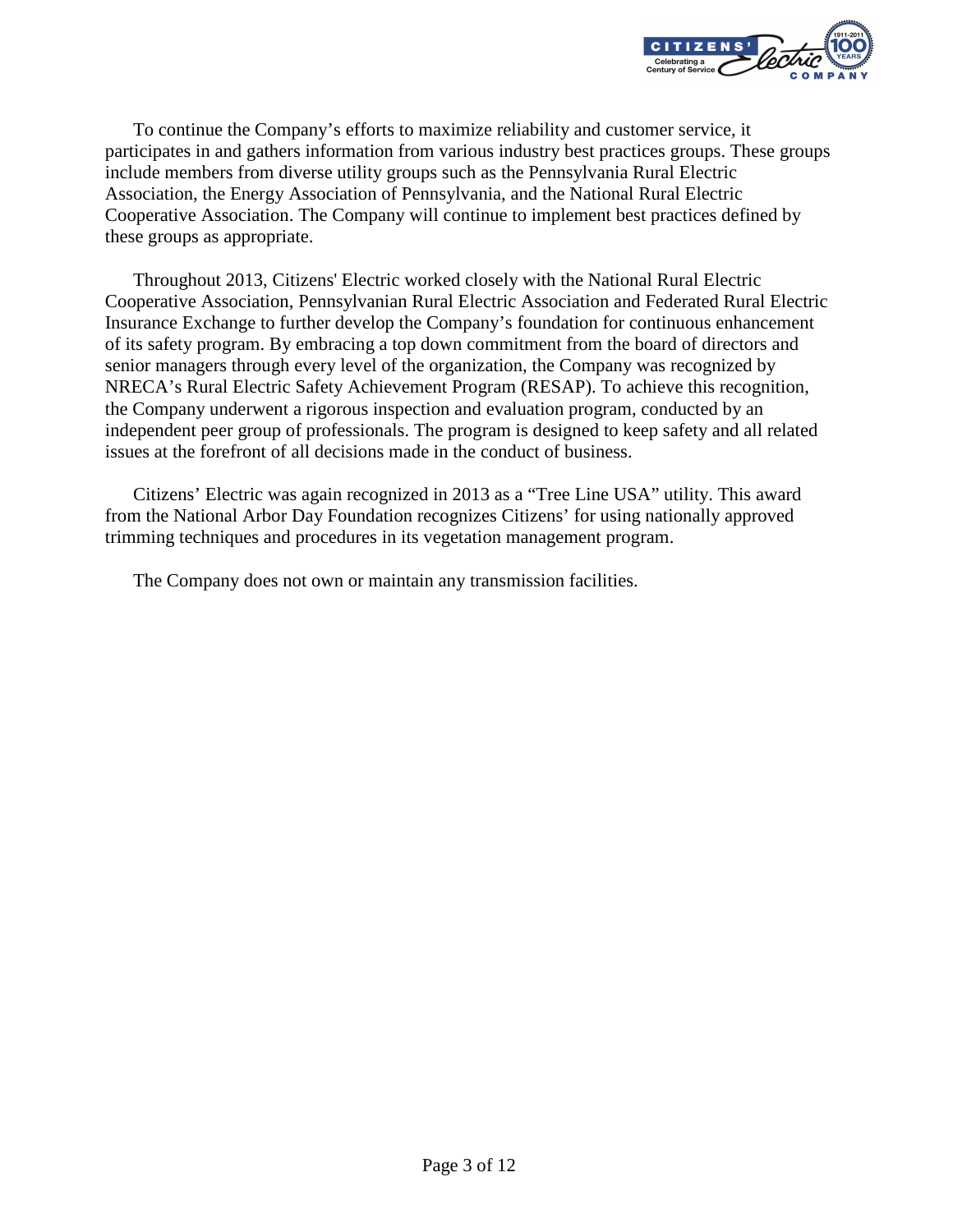To continue the Company's efforts to maximize reliability and customer service, it participates in and gathers information from various industry best practices groups. These groups include members from diverse utility groups such as the Pennsylvania Rural Electric Association, the Energy Association of Pennsylvania, and the National Rural Electric Cooperative Association. The Company will continue to implement best practices defined by these groups as appropriate.

Throughout 2013, Citizens' Electric worked closely with the National Rural Electric Cooperative Association, Pennsylvanian Rural Electric Association and Federated Rural Electric Insurance Exchange to further develop the Company's foundation for continuous enhancement of its safety program. By embracing a top down commitment from the board of directors and senior managers through every level of the organization, the Company was recognized by NRECA's Rural Electric Safety Achievement Program (RESAP). To achieve this recognition, the Company underwent a rigorous inspection and evaluation program, conducted by an independent peer group of professionals. The program is designed to keep safety and all related issues at the forefront of all decisions made in the conduct of business.

Citizens' Electric was again recognized in 2013 as a "Tree Line USA" utility. This award from the National Arbor Day Foundation recognizes Citizens' for using nationally approved trimming techniques and procedures in its vegetation management program.

The Company does not own or maintain any transmission facilities.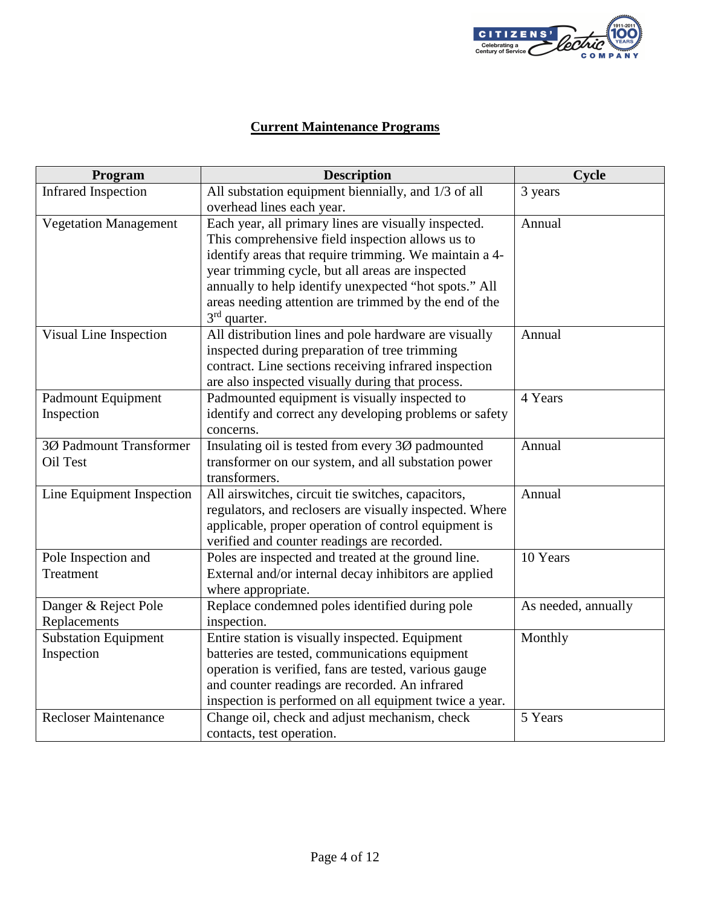## Current Maintenance Programs

| Program | Description | Cycle |
| --- | --- | --- |
| Infrared Inspection | All substation equipment biennially, and 1/3 of all overhead lines each year. | 3 years |
| Vegetation Management | Each year, all primary lines are visually inspected. This comprehensive field inspection allows us to identify areas that require trimming. We maintain a 4-year trimming cycle, but all areas are inspected annually to help identify unexpected "hot spots." All areas needing attention are trimmed by the end of the 3rd quarter. | Annual |
| Visual Line Inspection | All distribution lines and pole hardware are visually inspected during preparation of tree trimming contract. Line sections receiving infrared inspection are also inspected visually during that process. | Annual |
| Padmount Equipment Inspection | Padmounted equipment is visually inspected to identify and correct any developing problems or safety concerns. | 4 Years |
| 3Ø Padmount Transformer Oil Test | Insulating oil is tested from every 3Ø padmounted transformer on our system, and all substation power transformers. | Annual |
| Line Equipment Inspection | All airswitches, circuit tie switches, capacitors, regulators, and reclosers are visually inspected. Where applicable, proper operation of control equipment is verified and counter readings are recorded. | Annual |
| Pole Inspection and Treatment | Poles are inspected and treated at the ground line. External and/or internal decay inhibitors are applied where appropriate. | 10 Years |
| Danger & Reject Pole Replacements | Replace condemned poles identified during pole inspection. | As needed, annually |
| Substation Equipment Inspection | Entire station is visually inspected. Equipment batteries are tested, communications equipment operation is verified, fans are tested, various gauge and counter readings are recorded. An infrared inspection is performed on all equipment twice a year. | Monthly |
| Recloser Maintenance | Change oil, check and adjust mechanism, check contacts, test operation. | 5 Years |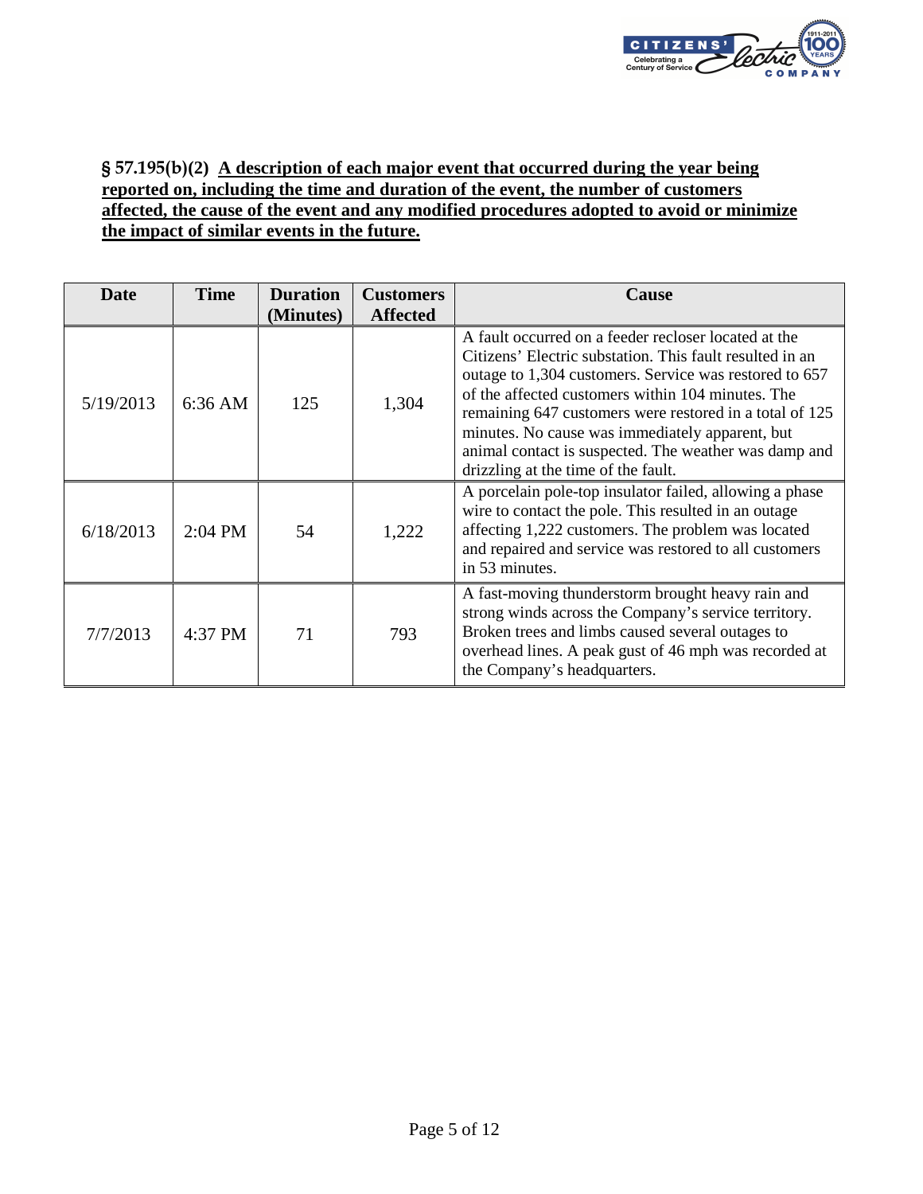**§ 57.195(b)(2) A description of each major event that occurred during the year being reported on, including the time and duration of the event, the number of customers affected, the cause of the event and any modified procedures adopted to avoid or minimize the impact of similar events in the future.**

| Date | Time | Duration (Minutes) | Customers Affected | Cause |
|---|---|---|---|---|
| 5/19/2013 | 6:36 AM | 125 | 1,304 | A fault occurred on a feeder recloser located at the Citizens' Electric substation. This fault resulted in an outage to 1,304 customers. Service was restored to 657 of the affected customers within 104 minutes. The remaining 647 customers were restored in a total of 125 minutes. No cause was immediately apparent, but animal contact is suspected. The weather was damp and drizzling at the time of the fault. |
| 6/18/2013 | 2:04 PM | 54 | 1,222 | A porcelain pole-top insulator failed, allowing a phase wire to contact the pole. This resulted in an outage affecting 1,222 customers. The problem was located and repaired and service was restored to all customers in 53 minutes. |
| 7/7/2013 | 4:37 PM | 71 | 793 | A fast-moving thunderstorm brought heavy rain and strong winds across the Company's service territory. Broken trees and limbs caused several outages to overhead lines. A peak gust of 46 mph was recorded at the Company's headquarters. |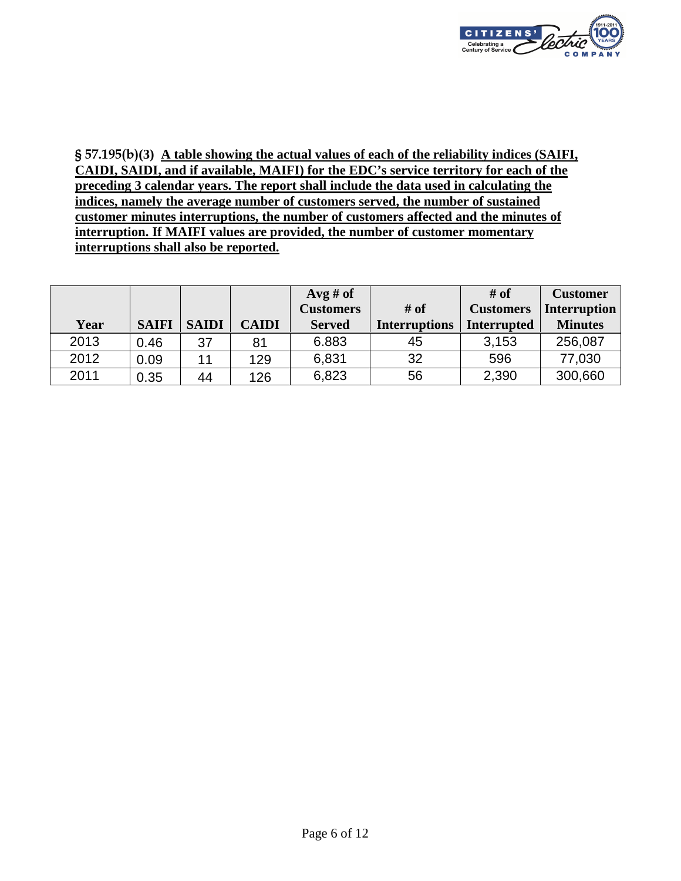**§ 57.195(b)(3) A table showing the actual values of each of the reliability indices (SAIFI, CAIDI, SAIDI, and if available, MAIFI) for the EDC's service territory for each of the preceding 3 calendar years. The report shall include the data used in calculating the indices, namely the average number of customers served, the number of sustained customer minutes interruptions, the number of customers affected and the minutes of interruption. If MAIFI values are provided, the number of customer momentary interruptions shall also be reported.**

| Year | SAIFI | SAIDI | CAIDI | Avg # of Customers Served | # of Interruptions | # of Customers Interrupted | Customer Interruption Minutes |
|---|---|---|---|---|---|---|---|
| 2013 | 0.46 | 37 | 81 | 6.883 | 45 | 3,153 | 256,087 |
| 2012 | 0.09 | 11 | 129 | 6,831 | 32 | 596 | 77,030 |
| 2011 | 0.35 | 44 | 126 | 6,823 | 56 | 2,390 | 300,660 |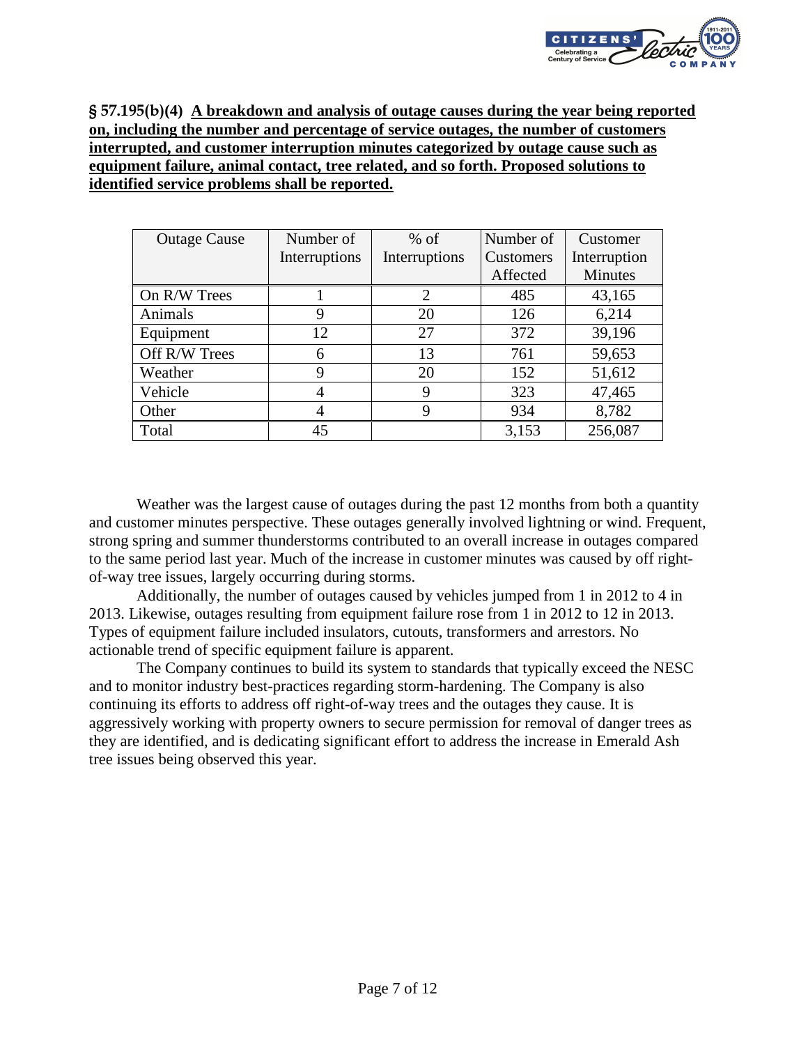**§ 57.195(b)(4) <u>A breakdown and analysis of outage causes during the year being reported on, including the number and percentage of service outages, the number of customers interrupted, and customer interruption minutes categorized by outage cause such as equipment failure, animal contact, tree related, and so forth. Proposed solutions to identified service problems shall be reported.</u>**

| Outage Cause | Number of Interruptions | % of Interruptions | Number of Customers Affected | Customer Interruption Minutes |
|---|---|---|---|---|
| On R/W Trees | 1 | 2 | 485 | 43,165 |
| Animals | 9 | 20 | 126 | 6,214 |
| Equipment | 12 | 27 | 372 | 39,196 |
| Off R/W Trees | 6 | 13 | 761 | 59,653 |
| Weather | 9 | 20 | 152 | 51,612 |
| Vehicle | 4 | 9 | 323 | 47,465 |
| Other | 4 | 9 | 934 | 8,782 |
| Total | 45 | | 3,153 | 256,087 |

Weather was the largest cause of outages during the past 12 months from both a quantity and customer minutes perspective. These outages generally involved lightning or wind. Frequent, strong spring and summer thunderstorms contributed to an overall increase in outages compared to the same period last year. Much of the increase in customer minutes was caused by off right-of-way tree issues, largely occurring during storms.

Additionally, the number of outages caused by vehicles jumped from 1 in 2012 to 4 in 2013. Likewise, outages resulting from equipment failure rose from 1 in 2012 to 12 in 2013. Types of equipment failure included insulators, cutouts, transformers and arrestors. No actionable trend of specific equipment failure is apparent.

The Company continues to build its system to standards that typically exceed the NESC and to monitor industry best-practices regarding storm-hardening. The Company is also continuing its efforts to address off right-of-way trees and the outages they cause. It is aggressively working with property owners to secure permission for removal of danger trees as they are identified, and is dedicating significant effort to address the increase in Emerald Ash tree issues being observed this year.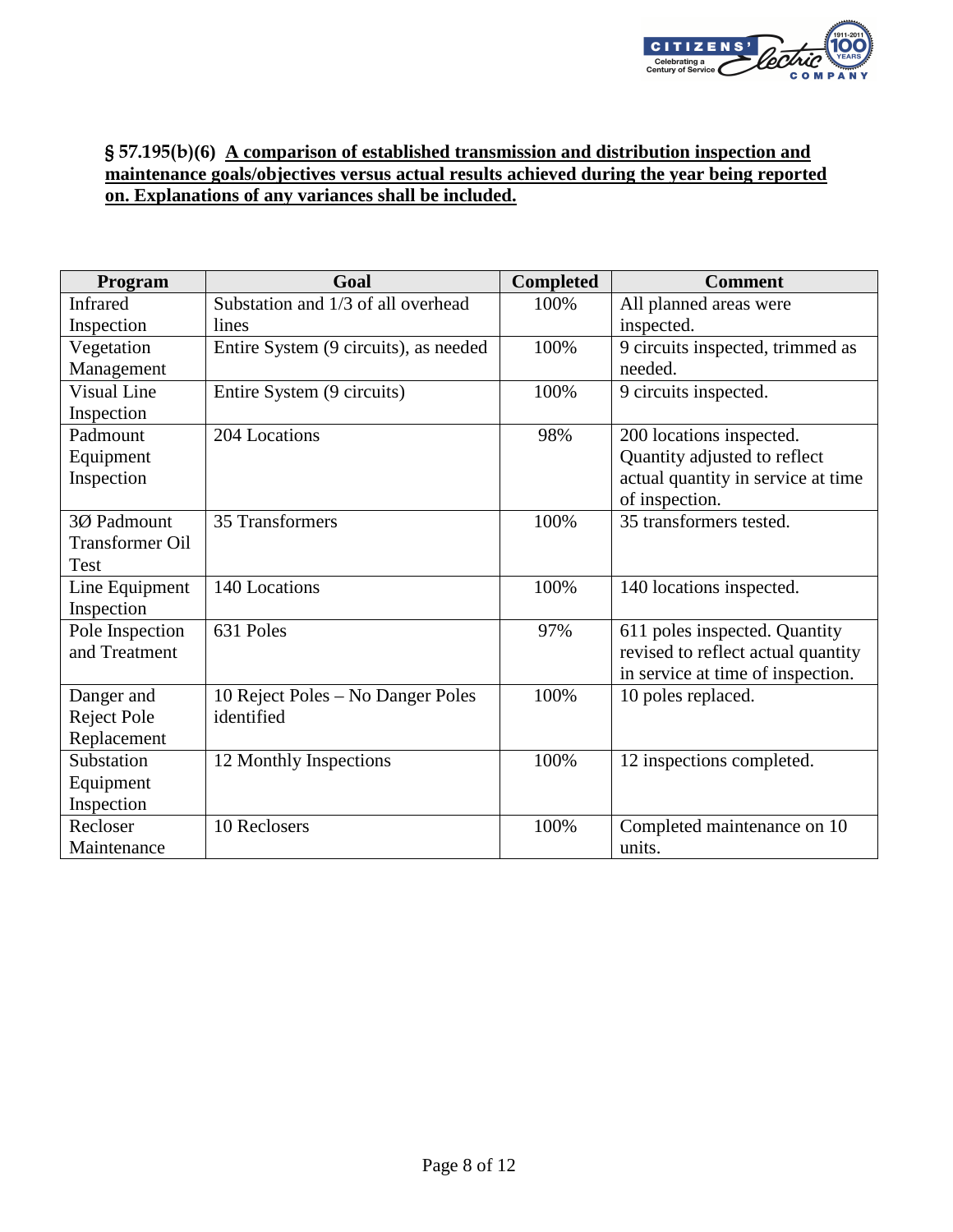**§ 57.195(b)(6) A comparison of established transmission and distribution inspection and maintenance goals/objectives versus actual results achieved during the year being reported on. Explanations of any variances shall be included.**

| Program | Goal | Completed | Comment |
|---|---|---|---|
| Infrared Inspection | Substation and 1/3 of all overhead lines | 100% | All planned areas were inspected. |
| Vegetation Management | Entire System (9 circuits), as needed | 100% | 9 circuits inspected, trimmed as needed. |
| Visual Line Inspection | Entire System (9 circuits) | 100% | 9 circuits inspected. |
| Padmount Equipment Inspection | 204 Locations | 98% | 200 locations inspected. Quantity adjusted to reflect actual quantity in service at time of inspection. |
| 3Ø Padmount Transformer Oil Test | 35 Transformers | 100% | 35 transformers tested. |
| Line Equipment Inspection | 140 Locations | 100% | 140 locations inspected. |
| Pole Inspection and Treatment | 631 Poles | 97% | 611 poles inspected. Quantity revised to reflect actual quantity in service at time of inspection. |
| Danger and Reject Pole Replacement | 10 Reject Poles – No Danger Poles identified | 100% | 10 poles replaced. |
| Substation Equipment Inspection | 12 Monthly Inspections | 100% | 12 inspections completed. |
| Recloser Maintenance | 10 Reclosers | 100% | Completed maintenance on 10 units. |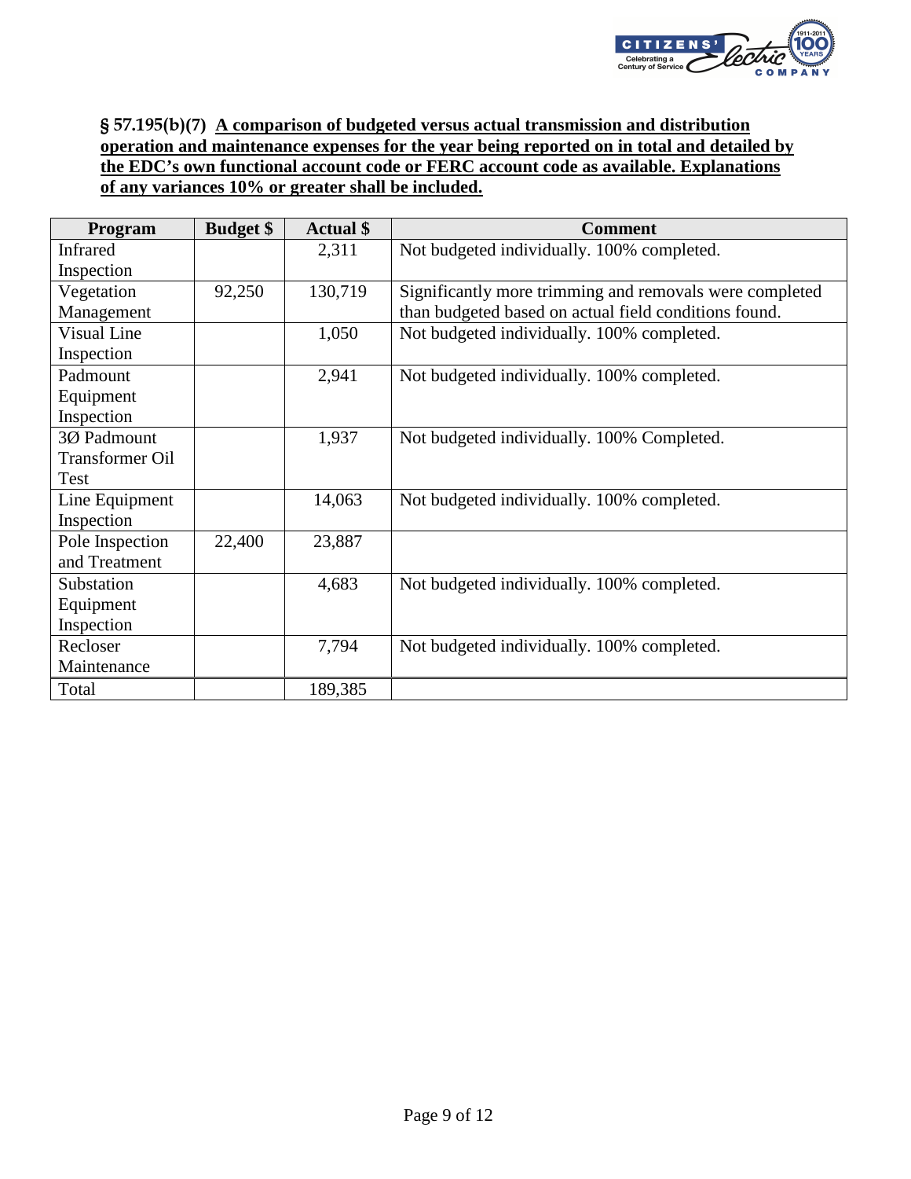**§ 57.195(b)(7) A comparison of budgeted versus actual transmission and distribution operation and maintenance expenses for the year being reported on in total and detailed by the EDC's own functional account code or FERC account code as available. Explanations of any variances 10% or greater shall be included.**

| Program | Budget $ | Actual $ | Comment |
|---|---|---|---|
| Infrared Inspection | | 2,311 | Not budgeted individually. 100% completed. |
| Vegetation Management | 92,250 | 130,719 | Significantly more trimming and removals were completed than budgeted based on actual field conditions found. |
| Visual Line Inspection | | 1,050 | Not budgeted individually. 100% completed. |
| Padmount Equipment Inspection | | 2,941 | Not budgeted individually. 100% completed. |
| 3Ø Padmount Transformer Oil Test | | 1,937 | Not budgeted individually. 100% Completed. |
| Line Equipment Inspection | | 14,063 | Not budgeted individually. 100% completed. |
| Pole Inspection and Treatment | 22,400 | 23,887 | |
| Substation Equipment Inspection | | 4,683 | Not budgeted individually. 100% completed. |
| Recloser Maintenance | | 7,794 | Not budgeted individually. 100% completed. |
| Total | | 189,385 | |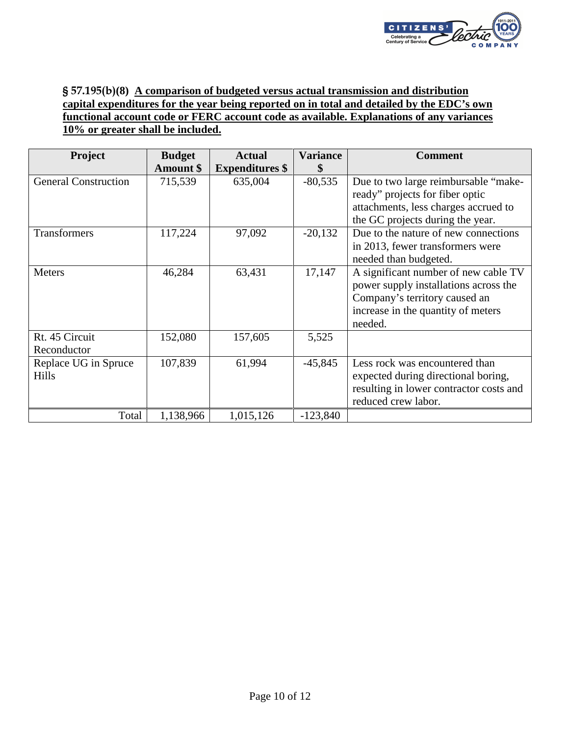**§ 57.195(b)(8) A comparison of budgeted versus actual transmission and distribution capital expenditures for the year being reported on in total and detailed by the EDC's own functional account code or FERC account code as available. Explanations of any variances 10% or greater shall be included.**

| Project | Budget Amount $ | Actual Expenditures $ | Variance $ | Comment |
|---|---|---|---|---|
| General Construction | 715,539 | 635,004 | -80,535 | Due to two large reimbursable "make-ready" projects for fiber optic attachments, less charges accrued to the GC projects during the year. |
| Transformers | 117,224 | 97,092 | -20,132 | Due to the nature of new connections in 2013, fewer transformers were needed than budgeted. |
| Meters | 46,284 | 63,431 | 17,147 | A significant number of new cable TV power supply installations across the Company's territory caused an increase in the quantity of meters needed. |
| Rt. 45 Circuit Reconductor | 152,080 | 157,605 | 5,525 | |
| Replace UG in Spruce Hills | 107,839 | 61,994 | -45,845 | Less rock was encountered than expected during directional boring, resulting in lower contractor costs and reduced crew labor. |
| Total | 1,138,966 | 1,015,126 | -123,840 | |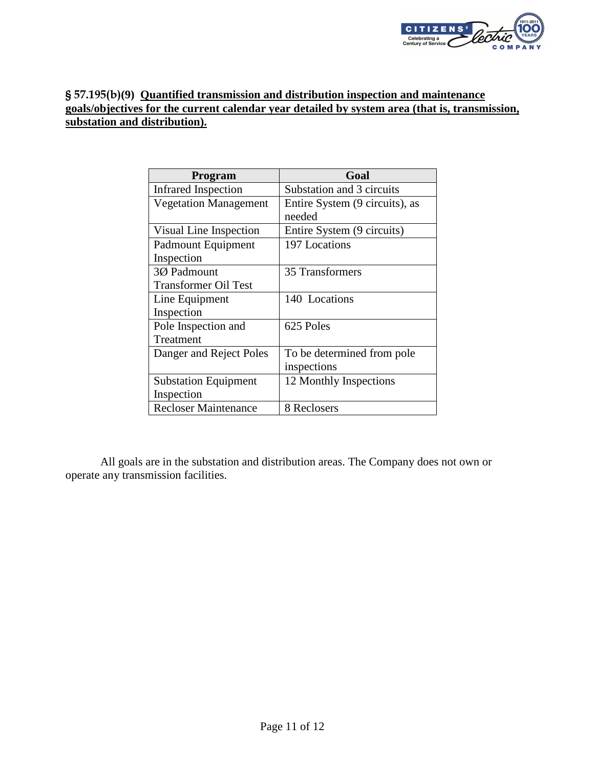**§ 57.195(b)(9) Quantified transmission and distribution inspection and maintenance goals/objectives for the current calendar year detailed by system area (that is, transmission, substation and distribution).**

| Program | Goal |
| --- | --- |
| Infrared Inspection | Substation and 3 circuits |
| Vegetation Management | Entire System (9 circuits), as needed |
| Visual Line Inspection | Entire System (9 circuits) |
| Padmount Equipment Inspection | 197 Locations |
| 3Ø Padmount Transformer Oil Test | 35 Transformers |
| Line Equipment Inspection | 140 Locations |
| Pole Inspection and Treatment | 625 Poles |
| Danger and Reject Poles | To be determined from pole inspections |
| Substation Equipment Inspection | 12 Monthly Inspections |
| Recloser Maintenance | 8 Reclosers |

All goals are in the substation and distribution areas. The Company does not own or operate any transmission facilities.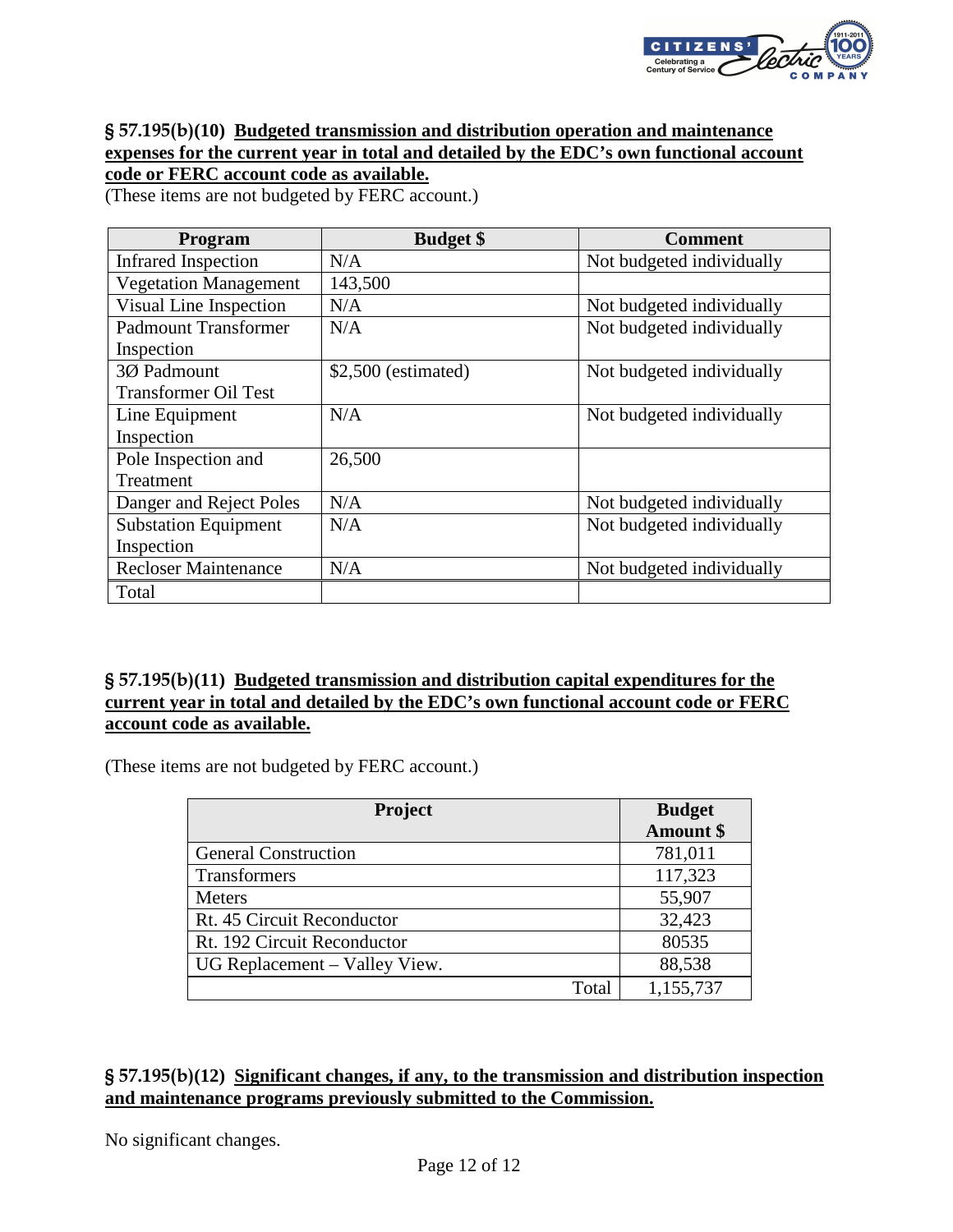**§ 57.195(b)(10) Budgeted transmission and distribution operation and maintenance expenses for the current year in total and detailed by the EDC's own functional account code or FERC account code as available.**

(These items are not budgeted by FERC account.)

| Program | Budget $ | Comment |
|---|---|---|
| Infrared Inspection | N/A | Not budgeted individually |
| Vegetation Management | 143,500 | |
| Visual Line Inspection | N/A | Not budgeted individually |
| Padmount Transformer Inspection | N/A | Not budgeted individually |
| 3Ø Padmount Transformer Oil Test | $2,500 (estimated) | Not budgeted individually |
| Line Equipment Inspection | N/A | Not budgeted individually |
| Pole Inspection and Treatment | 26,500 | |
| Danger and Reject Poles | N/A | Not budgeted individually |
| Substation Equipment Inspection | N/A | Not budgeted individually |
| Recloser Maintenance | N/A | Not budgeted individually |
| Total | | |

**§ 57.195(b)(11) Budgeted transmission and distribution capital expenditures for the current year in total and detailed by the EDC's own functional account code or FERC account code as available.**

(These items are not budgeted by FERC account.)

| Project | Budget Amount $ |
|---|---|
| General Construction | 781,011 |
| Transformers | 117,323 |
| Meters | 55,907 |
| Rt. 45 Circuit Reconductor | 32,423 |
| Rt. 192 Circuit Reconductor | 80535 |
| UG Replacement – Valley View. | 88,538 |
| Total | 1,155,737 |

**§ 57.195(b)(12) Significant changes, if any, to the transmission and distribution inspection and maintenance programs previously submitted to the Commission.**

No significant changes.